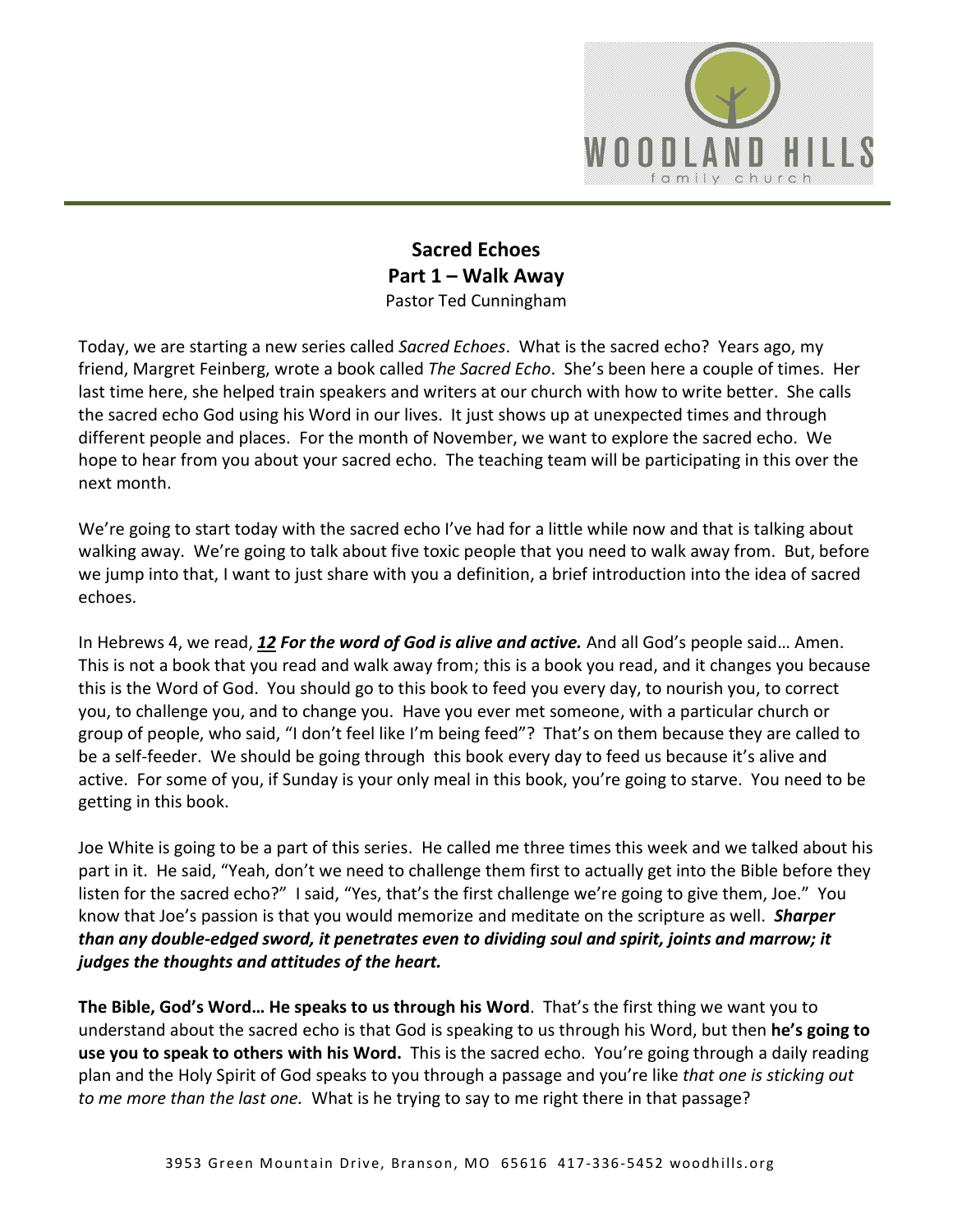# Sacred Echoes
## Part 1 – Walk Away
Pastor Ted Cunningham

Today, we are starting a new series called *Sacred Echoes*. What is the sacred echo? Years ago, my friend, Margret Feinberg, wrote a book called *The Sacred Echo*. She's been here a couple of times. Her last time here, she helped train speakers and writers at our church with how to write better. She calls the sacred echo God using his Word in our lives. It just shows up at unexpected times and through different people and places. For the month of November, we want to explore the sacred echo. We hope to hear from you about your sacred echo. The teaching team will be participating in this over the next month.

We're going to start today with the sacred echo I've had for a little while now and that is talking about walking away. We're going to talk about five toxic people that you need to walk away from. But, before we jump into that, I want to just share with you a definition, a brief introduction into the idea of sacred echoes.

In Hebrews 4, we read, ***12 For the word of God is alive and active.*** And all God's people said… Amen. This is not a book that you read and walk away from; this is a book you read, and it changes you because this is the Word of God. You should go to this book to feed you every day, to nourish you, to correct you, to challenge you, and to change you. Have you ever met someone, with a particular church or group of people, who said, "I don't feel like I'm being feed"? That's on them because they are called to be a self-feeder. We should be going through this book every day to feed us because it's alive and active. For some of you, if Sunday is your only meal in this book, you're going to starve. You need to be getting in this book.

Joe White is going to be a part of this series. He called me three times this week and we talked about his part in it. He said, "Yeah, don't we need to challenge them first to actually get into the Bible before they listen for the sacred echo?" I said, "Yes, that's the first challenge we're going to give them, Joe." You know that Joe's passion is that you would memorize and meditate on the scripture as well. ***Sharper than any double-edged sword, it penetrates even to dividing soul and spirit, joints and marrow; it judges the thoughts and attitudes of the heart.***

**The Bible, God's Word… He speaks to us through his Word**. That's the first thing we want you to understand about the sacred echo is that God is speaking to us through his Word, but then **he's going to use you to speak to others with his Word.** This is the sacred echo. You're going through a daily reading plan and the Holy Spirit of God speaks to you through a passage and you're like *that one is sticking out to me more than the last one.* What is he trying to say to me right there in that passage?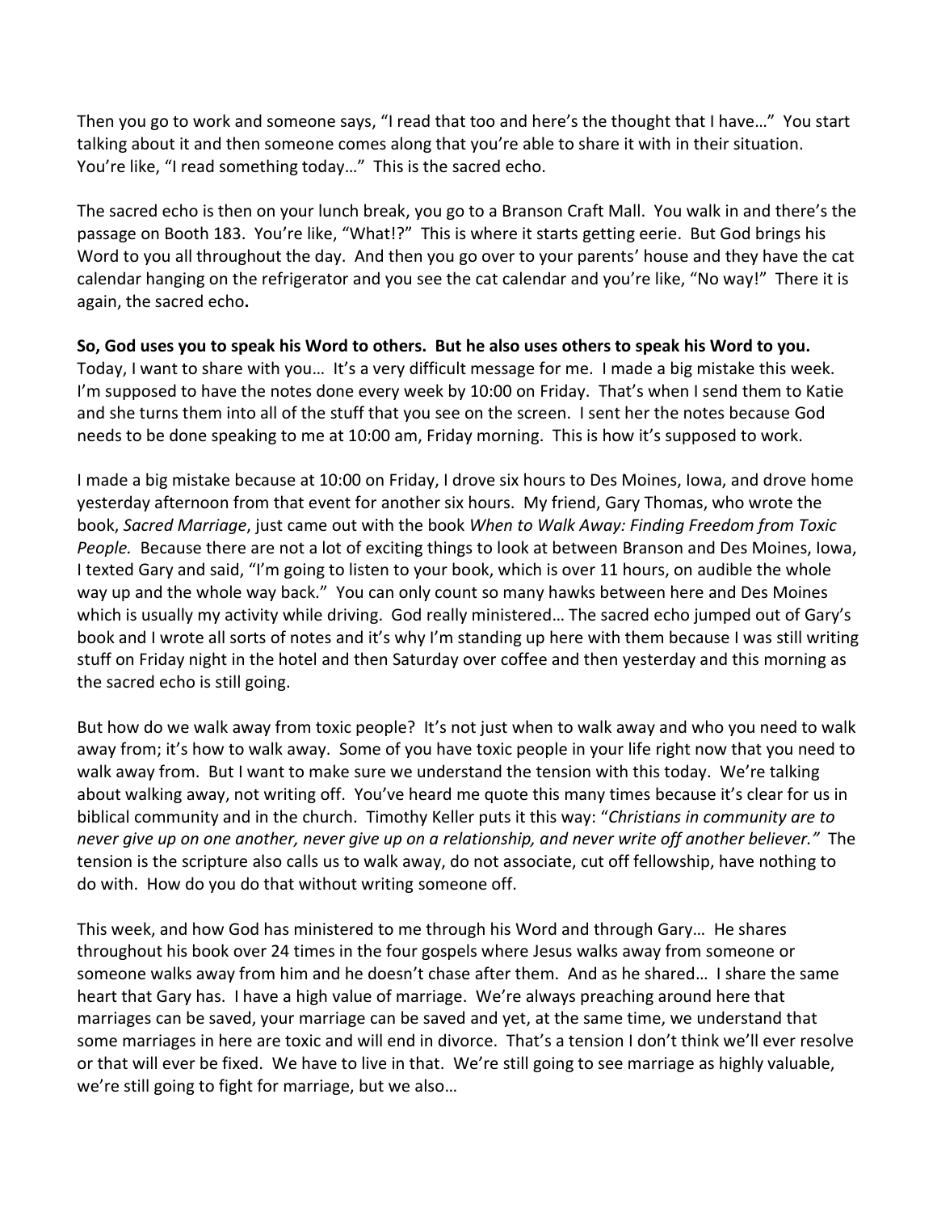Then you go to work and someone says, "I read that too and here's the thought that I have…" You start talking about it and then someone comes along that you're able to share it with in their situation. You're like, "I read something today…" This is the sacred echo.

The sacred echo is then on your lunch break, you go to a Branson Craft Mall. You walk in and there's the passage on Booth 183. You're like, "What!?" This is where it starts getting eerie. But God brings his Word to you all throughout the day. And then you go over to your parents' house and they have the cat calendar hanging on the refrigerator and you see the cat calendar and you're like, "No way!" There it is again, the sacred echo**.**

**So, God uses you to speak his Word to others. But he also uses others to speak his Word to you.** Today, I want to share with you… It's a very difficult message for me. I made a big mistake this week. I'm supposed to have the notes done every week by 10:00 on Friday. That's when I send them to Katie and she turns them into all of the stuff that you see on the screen. I sent her the notes because God needs to be done speaking to me at 10:00 am, Friday morning. This is how it's supposed to work.

I made a big mistake because at 10:00 on Friday, I drove six hours to Des Moines, Iowa, and drove home yesterday afternoon from that event for another six hours. My friend, Gary Thomas, who wrote the book, *Sacred Marriage*, just came out with the book *When to Walk Away: Finding Freedom from Toxic People.* Because there are not a lot of exciting things to look at between Branson and Des Moines, Iowa, I texted Gary and said, "I'm going to listen to your book, which is over 11 hours, on audible the whole way up and the whole way back." You can only count so many hawks between here and Des Moines which is usually my activity while driving. God really ministered… The sacred echo jumped out of Gary's book and I wrote all sorts of notes and it's why I'm standing up here with them because I was still writing stuff on Friday night in the hotel and then Saturday over coffee and then yesterday and this morning as the sacred echo is still going.

But how do we walk away from toxic people? It's not just when to walk away and who you need to walk away from; it's how to walk away. Some of you have toxic people in your life right now that you need to walk away from. But I want to make sure we understand the tension with this today. We're talking about walking away, not writing off. You've heard me quote this many times because it's clear for us in biblical community and in the church. Timothy Keller puts it this way: "*Christians in community are to never give up on one another, never give up on a relationship, and never write off another believer."* The tension is the scripture also calls us to walk away, do not associate, cut off fellowship, have nothing to do with. How do you do that without writing someone off.

This week, and how God has ministered to me through his Word and through Gary… He shares throughout his book over 24 times in the four gospels where Jesus walks away from someone or someone walks away from him and he doesn't chase after them. And as he shared… I share the same heart that Gary has. I have a high value of marriage. We're always preaching around here that marriages can be saved, your marriage can be saved and yet, at the same time, we understand that some marriages in here are toxic and will end in divorce. That's a tension I don't think we'll ever resolve or that will ever be fixed. We have to live in that. We're still going to see marriage as highly valuable, we're still going to fight for marriage, but we also…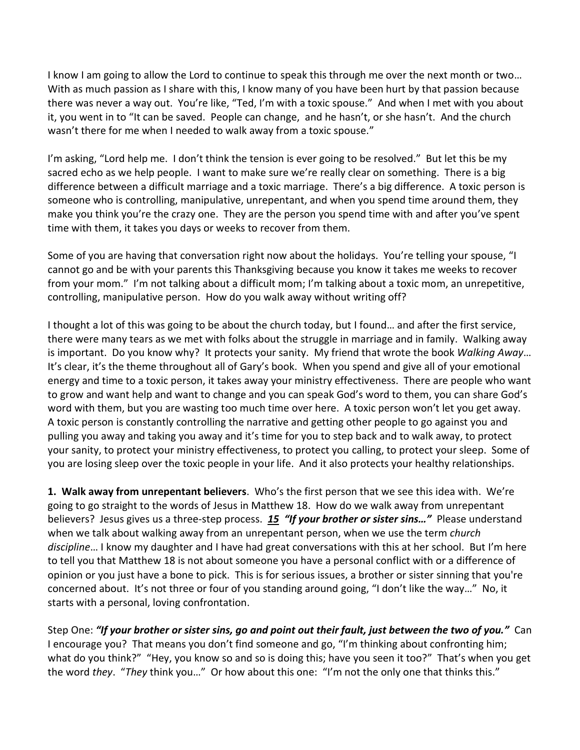I know I am going to allow the Lord to continue to speak this through me over the next month or two… With as much passion as I share with this, I know many of you have been hurt by that passion because there was never a way out. You're like, "Ted, I'm with a toxic spouse." And when I met with you about it, you went in to "It can be saved. People can change, and he hasn't, or she hasn't. And the church wasn't there for me when I needed to walk away from a toxic spouse."

I'm asking, "Lord help me. I don't think the tension is ever going to be resolved." But let this be my sacred echo as we help people. I want to make sure we're really clear on something. There is a big difference between a difficult marriage and a toxic marriage. There's a big difference. A toxic person is someone who is controlling, manipulative, unrepentant, and when you spend time around them, they make you think you're the crazy one. They are the person you spend time with and after you've spent time with them, it takes you days or weeks to recover from them.

Some of you are having that conversation right now about the holidays. You're telling your spouse, "I cannot go and be with your parents this Thanksgiving because you know it takes me weeks to recover from your mom." I'm not talking about a difficult mom; I'm talking about a toxic mom, an unrepetitive, controlling, manipulative person. How do you walk away without writing off?

I thought a lot of this was going to be about the church today, but I found… and after the first service, there were many tears as we met with folks about the struggle in marriage and in family. Walking away is important. Do you know why? It protects your sanity. My friend that wrote the book *Walking Away*… It's clear, it's the theme throughout all of Gary's book. When you spend and give all of your emotional energy and time to a toxic person, it takes away your ministry effectiveness. There are people who want to grow and want help and want to change and you can speak God's word to them, you can share God's word with them, but you are wasting too much time over here. A toxic person won't let you get away. A toxic person is constantly controlling the narrative and getting other people to go against you and pulling you away and taking you away and it's time for you to step back and to walk away, to protect your sanity, to protect your ministry effectiveness, to protect you calling, to protect your sleep. Some of you are losing sleep over the toxic people in your life. And it also protects your healthy relationships.

**1. Walk away from unrepentant believers**. Who's the first person that we see this idea with. We're going to go straight to the words of Jesus in Matthew 18. How do we walk away from unrepentant believers? Jesus gives us a three-step process. ***15 "If your brother or sister sins…"*** Please understand when we talk about walking away from an unrepentant person, when we use the term *church discipline*… I know my daughter and I have had great conversations with this at her school. But I'm here to tell you that Matthew 18 is not about someone you have a personal conflict with or a difference of opinion or you just have a bone to pick. This is for serious issues, a brother or sister sinning that you're concerned about. It's not three or four of you standing around going, "I don't like the way…" No, it starts with a personal, loving confrontation.

Step One: ***"If your brother or sister sins, go and point out their fault, just between the two of you."*** Can I encourage you? That means you don't find someone and go, "I'm thinking about confronting him; what do you think?" "Hey, you know so and so is doing this; have you seen it too?" That's when you get the word *they*. "*They* think you…" Or how about this one: "I'm not the only one that thinks this."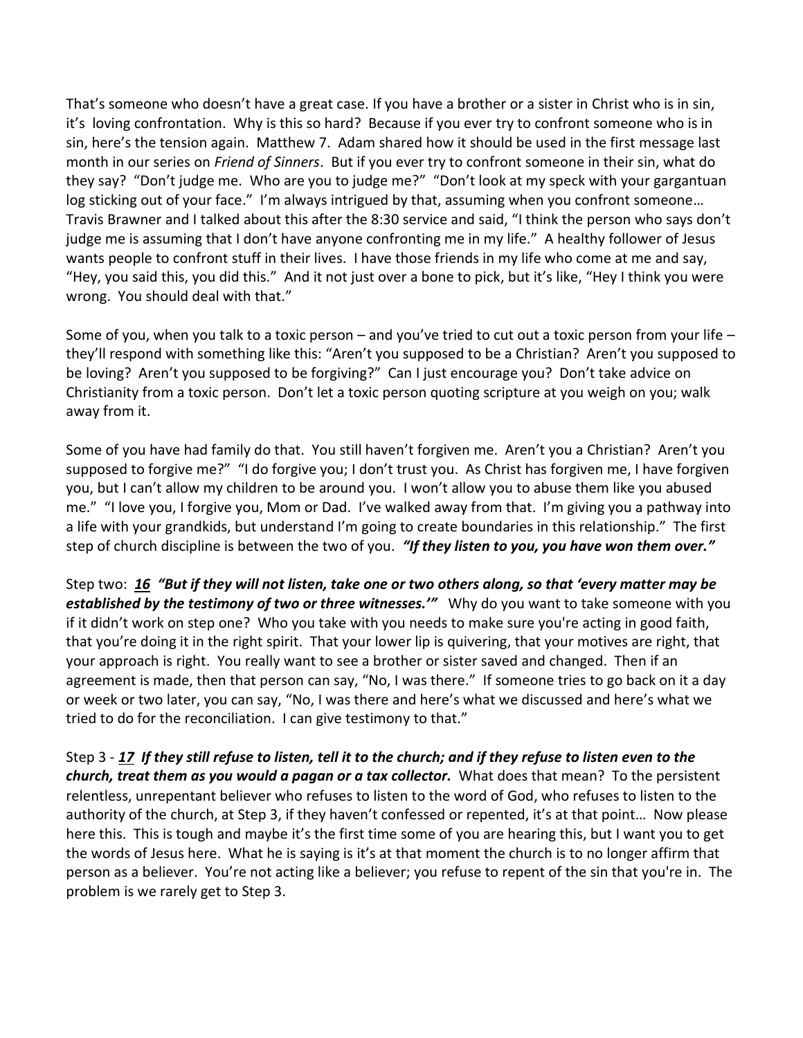That's someone who doesn't have a great case. If you have a brother or a sister in Christ who is in sin, it's  loving confrontation. Why is this so hard? Because if you ever try to confront someone who is in sin, here's the tension again. Matthew 7. Adam shared how it should be used in the first message last month in our series on *Friend of Sinners*. But if you ever try to confront someone in their sin, what do they say? "Don't judge me. Who are you to judge me?" "Don't look at my speck with your gargantuan log sticking out of your face." I'm always intrigued by that, assuming when you confront someone… Travis Brawner and I talked about this after the 8:30 service and said, "I think the person who says don't judge me is assuming that I don't have anyone confronting me in my life." A healthy follower of Jesus wants people to confront stuff in their lives. I have those friends in my life who come at me and say, "Hey, you said this, you did this." And it not just over a bone to pick, but it's like, "Hey I think you were wrong. You should deal with that."

Some of you, when you talk to a toxic person – and you've tried to cut out a toxic person from your life – they'll respond with something like this: "Aren't you supposed to be a Christian? Aren't you supposed to be loving? Aren't you supposed to be forgiving?" Can I just encourage you? Don't take advice on Christianity from a toxic person. Don't let a toxic person quoting scripture at you weigh on you; walk away from it.

Some of you have had family do that. You still haven't forgiven me. Aren't you a Christian? Aren't you supposed to forgive me?" "I do forgive you; I don't trust you. As Christ has forgiven me, I have forgiven you, but I can't allow my children to be around you. I won't allow you to abuse them like you abused me." "I love you, I forgive you, Mom or Dad. I've walked away from that. I'm giving you a pathway into a life with your grandkids, but understand I'm going to create boundaries in this relationship." The first step of church discipline is between the two of you. ***"If they listen to you, you have won them over."***

Step two: ***16 "But if they will not listen, take one or two others along, so that 'every matter may be established by the testimony of two or three witnesses.'"*** Why do you want to take someone with you if it didn't work on step one? Who you take with you needs to make sure you're acting in good faith, that you're doing it in the right spirit. That your lower lip is quivering, that your motives are right, that your approach is right. You really want to see a brother or sister saved and changed. Then if an agreement is made, then that person can say, "No, I was there." If someone tries to go back on it a day or week or two later, you can say, "No, I was there and here's what we discussed and here's what we tried to do for the reconciliation. I can give testimony to that."

Step 3 - ***17 If they still refuse to listen, tell it to the church; and if they refuse to listen even to the church, treat them as you would a pagan or a tax collector.*** What does that mean? To the persistent relentless, unrepentant believer who refuses to listen to the word of God, who refuses to listen to the authority of the church, at Step 3, if they haven't confessed or repented, it's at that point… Now please here this. This is tough and maybe it's the first time some of you are hearing this, but I want you to get the words of Jesus here. What he is saying is it's at that moment the church is to no longer affirm that person as a believer. You're not acting like a believer; you refuse to repent of the sin that you're in. The problem is we rarely get to Step 3.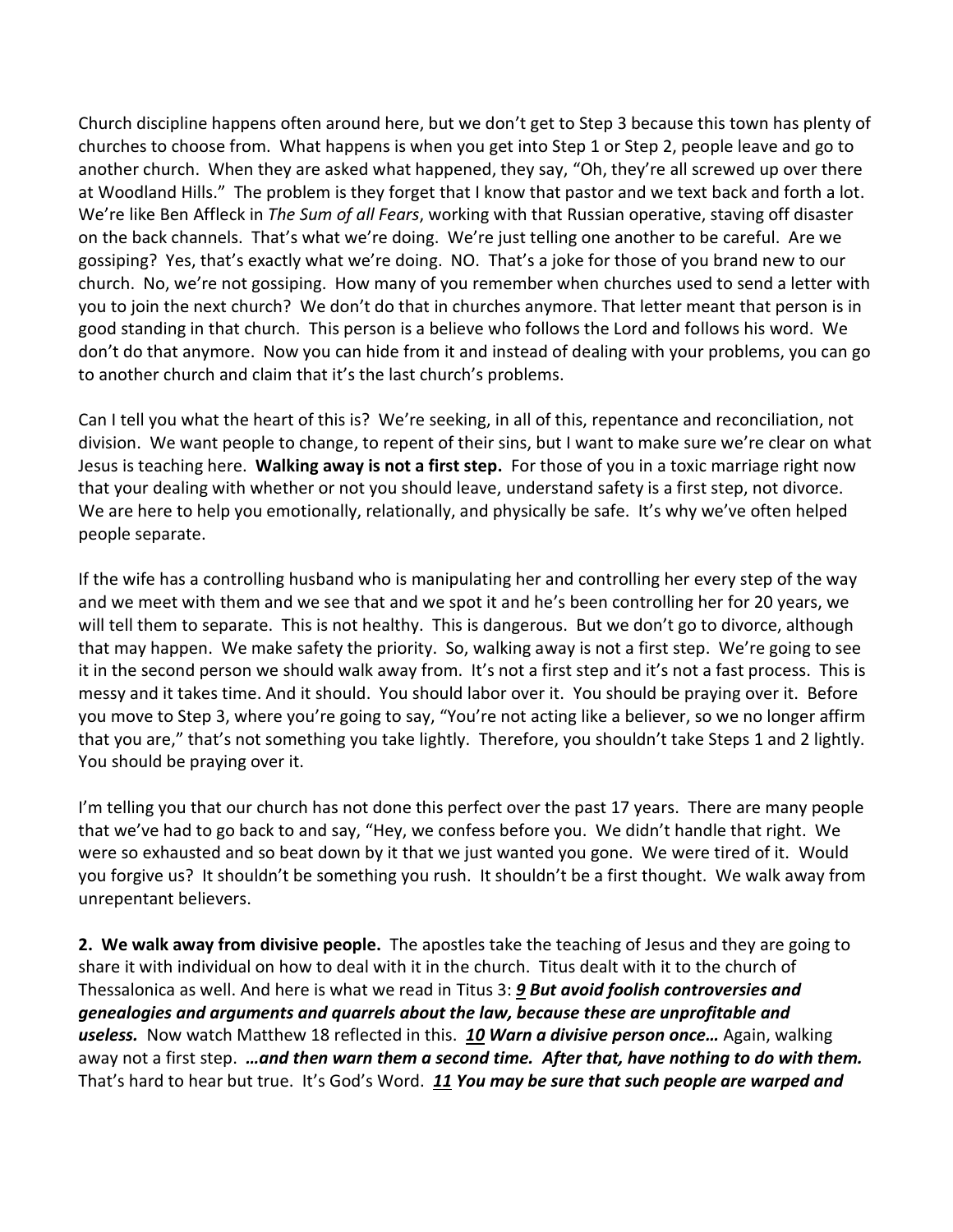Church discipline happens often around here, but we don't get to Step 3 because this town has plenty of churches to choose from. What happens is when you get into Step 1 or Step 2, people leave and go to another church. When they are asked what happened, they say, "Oh, they're all screwed up over there at Woodland Hills." The problem is they forget that I know that pastor and we text back and forth a lot. We're like Ben Affleck in *The Sum of all Fears*, working with that Russian operative, staving off disaster on the back channels. That's what we're doing. We're just telling one another to be careful. Are we gossiping? Yes, that's exactly what we're doing. NO. That's a joke for those of you brand new to our church. No, we're not gossiping. How many of you remember when churches used to send a letter with you to join the next church? We don't do that in churches anymore. That letter meant that person is in good standing in that church. This person is a believe who follows the Lord and follows his word. We don't do that anymore. Now you can hide from it and instead of dealing with your problems, you can go to another church and claim that it's the last church's problems.

Can I tell you what the heart of this is? We're seeking, in all of this, repentance and reconciliation, not division. We want people to change, to repent of their sins, but I want to make sure we're clear on what Jesus is teaching here. **Walking away is not a first step.** For those of you in a toxic marriage right now that your dealing with whether or not you should leave, understand safety is a first step, not divorce. We are here to help you emotionally, relationally, and physically be safe. It's why we've often helped people separate.

If the wife has a controlling husband who is manipulating her and controlling her every step of the way and we meet with them and we see that and we spot it and he's been controlling her for 20 years, we will tell them to separate. This is not healthy. This is dangerous. But we don't go to divorce, although that may happen. We make safety the priority. So, walking away is not a first step. We're going to see it in the second person we should walk away from. It's not a first step and it's not a fast process. This is messy and it takes time. And it should. You should labor over it. You should be praying over it. Before you move to Step 3, where you're going to say, "You're not acting like a believer, so we no longer affirm that you are," that's not something you take lightly. Therefore, you shouldn't take Steps 1 and 2 lightly. You should be praying over it.

I'm telling you that our church has not done this perfect over the past 17 years. There are many people that we've had to go back to and say, "Hey, we confess before you. We didn't handle that right. We were so exhausted and so beat down by it that we just wanted you gone. We were tired of it. Would you forgive us? It shouldn't be something you rush. It shouldn't be a first thought. We walk away from unrepentant believers.

**2. We walk away from divisive people.** The apostles take the teaching of Jesus and they are going to share it with individual on how to deal with it in the church. Titus dealt with it to the church of Thessalonica as well. And here is what we read in Titus 3: ***9*** ***But avoid foolish controversies and genealogies and arguments and quarrels about the law, because these are unprofitable and useless.*** Now watch Matthew 18 reflected in this. ***10*** ***Warn a divisive person once…*** Again, walking away not a first step. ***…and then warn them a second time. After that, have nothing to do with them.*** That's hard to hear but true. It's God's Word. ***11*** ***You may be sure that such people are warped and***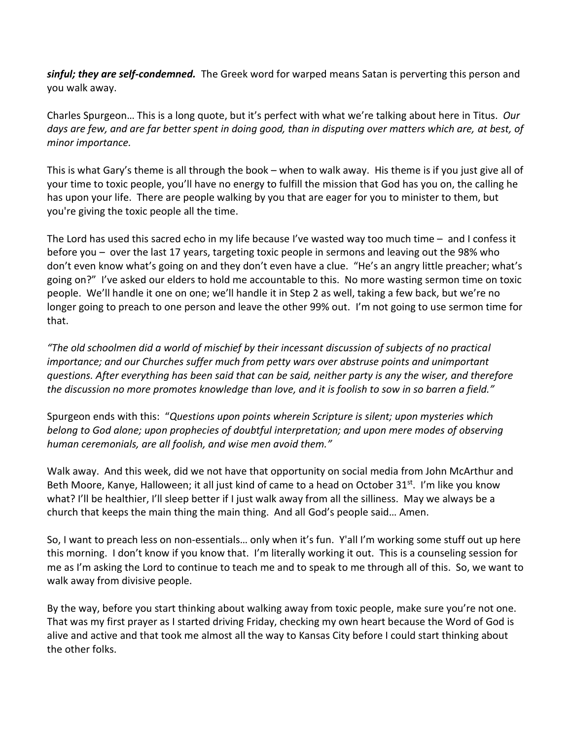***sinful; they are self-condemned.*** The Greek word for warped means Satan is perverting this person and you walk away.

Charles Spurgeon… This is a long quote, but it's perfect with what we're talking about here in Titus. *Our days are few, and are far better spent in doing good, than in disputing over matters which are, at best, of minor importance.*

This is what Gary's theme is all through the book – when to walk away. His theme is if you just give all of your time to toxic people, you'll have no energy to fulfill the mission that God has you on, the calling he has upon your life. There are people walking by you that are eager for you to minister to them, but you're giving the toxic people all the time.

The Lord has used this sacred echo in my life because I've wasted way too much time – and I confess it before you – over the last 17 years, targeting toxic people in sermons and leaving out the 98% who don't even know what's going on and they don't even have a clue. "He's an angry little preacher; what's going on?" I've asked our elders to hold me accountable to this. No more wasting sermon time on toxic people. We'll handle it one on one; we'll handle it in Step 2 as well, taking a few back, but we're no longer going to preach to one person and leave the other 99% out. I'm not going to use sermon time for that.

*"The old schoolmen did a world of mischief by their incessant discussion of subjects of no practical importance; and our Churches suffer much from petty wars over abstruse points and unimportant questions. After everything has been said that can be said, neither party is any the wiser, and therefore the discussion no more promotes knowledge than love, and it is foolish to sow in so barren a field."*

Spurgeon ends with this: "*Questions upon points wherein Scripture is silent; upon mysteries which belong to God alone; upon prophecies of doubtful interpretation; and upon mere modes of observing human ceremonials, are all foolish, and wise men avoid them."*

Walk away. And this week, did we not have that opportunity on social media from John McArthur and Beth Moore, Kanye, Halloween; it all just kind of came to a head on October 31st. I'm like you know what? I'll be healthier, I'll sleep better if I just walk away from all the silliness. May we always be a church that keeps the main thing the main thing. And all God's people said… Amen.

So, I want to preach less on non-essentials… only when it's fun. Y'all I'm working some stuff out up here this morning. I don't know if you know that. I'm literally working it out. This is a counseling session for me as I'm asking the Lord to continue to teach me and to speak to me through all of this. So, we want to walk away from divisive people.

By the way, before you start thinking about walking away from toxic people, make sure you're not one. That was my first prayer as I started driving Friday, checking my own heart because the Word of God is alive and active and that took me almost all the way to Kansas City before I could start thinking about the other folks.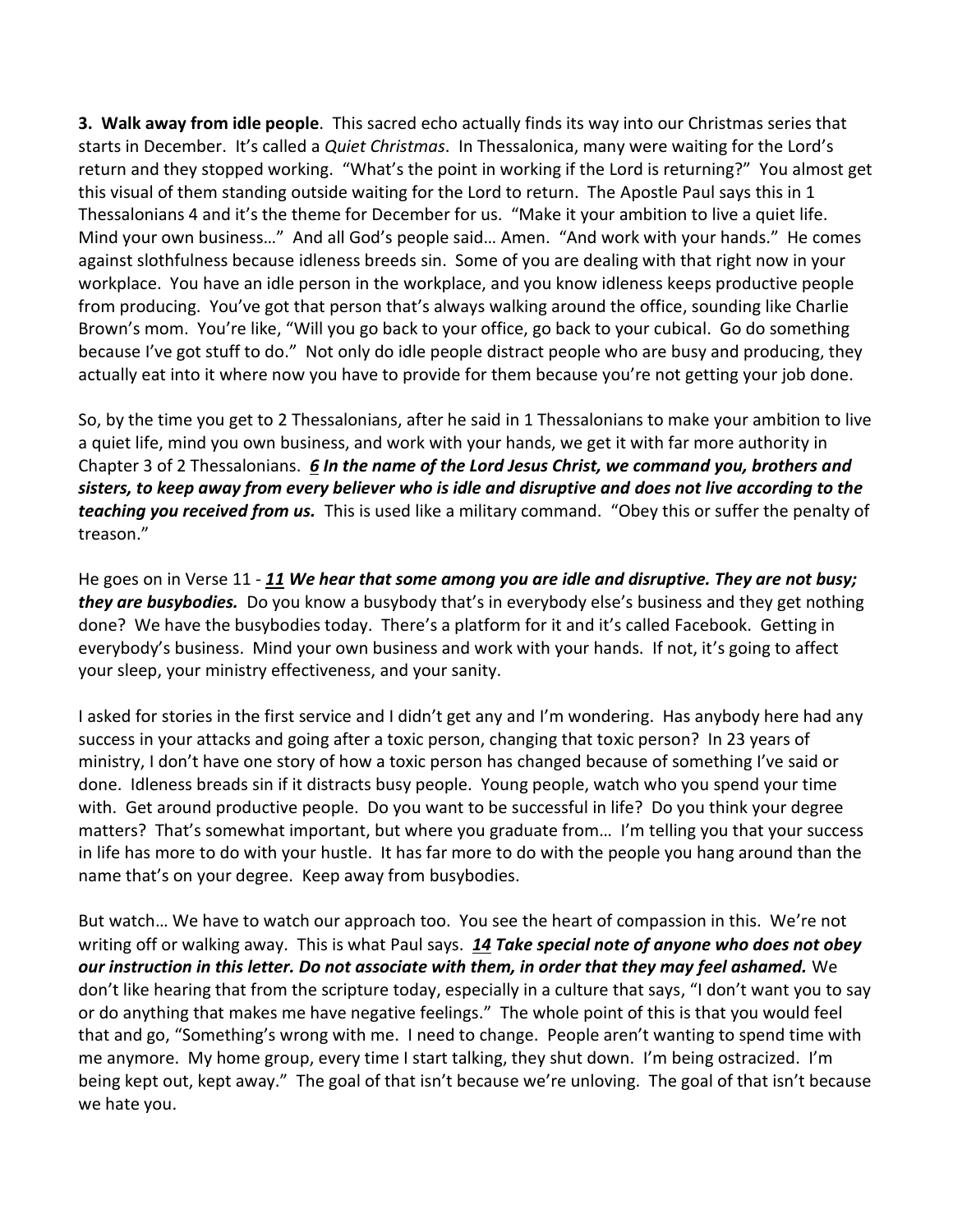**3. Walk away from idle people**. This sacred echo actually finds its way into our Christmas series that starts in December. It's called a *Quiet Christmas*. In Thessalonica, many were waiting for the Lord's return and they stopped working. "What's the point in working if the Lord is returning?" You almost get this visual of them standing outside waiting for the Lord to return. The Apostle Paul says this in 1 Thessalonians 4 and it's the theme for December for us. "Make it your ambition to live a quiet life. Mind your own business…" And all God's people said… Amen. "And work with your hands." He comes against slothfulness because idleness breeds sin. Some of you are dealing with that right now in your workplace. You have an idle person in the workplace, and you know idleness keeps productive people from producing. You've got that person that's always walking around the office, sounding like Charlie Brown's mom. You're like, "Will you go back to your office, go back to your cubical. Go do something because I've got stuff to do." Not only do idle people distract people who are busy and producing, they actually eat into it where now you have to provide for them because you're not getting your job done.

So, by the time you get to 2 Thessalonians, after he said in 1 Thessalonians to make your ambition to live a quiet life, mind you own business, and work with your hands, we get it with far more authority in Chapter 3 of 2 Thessalonians. ***6 In the name of the Lord Jesus Christ, we command you, brothers and sisters, to keep away from every believer who is idle and disruptive and does not live according to the teaching you received from us.*** This is used like a military command. "Obey this or suffer the penalty of treason."

He goes on in Verse 11 - ***11 We hear that some among you are idle and disruptive. They are not busy; they are busybodies.*** Do you know a busybody that's in everybody else's business and they get nothing done? We have the busybodies today. There's a platform for it and it's called Facebook. Getting in everybody's business. Mind your own business and work with your hands. If not, it's going to affect your sleep, your ministry effectiveness, and your sanity.

I asked for stories in the first service and I didn't get any and I'm wondering. Has anybody here had any success in your attacks and going after a toxic person, changing that toxic person? In 23 years of ministry, I don't have one story of how a toxic person has changed because of something I've said or done. Idleness breads sin if it distracts busy people. Young people, watch who you spend your time with. Get around productive people. Do you want to be successful in life? Do you think your degree matters? That's somewhat important, but where you graduate from… I'm telling you that your success in life has more to do with your hustle. It has far more to do with the people you hang around than the name that's on your degree. Keep away from busybodies.

But watch… We have to watch our approach too. You see the heart of compassion in this. We're not writing off or walking away. This is what Paul says. ***14 Take special note of anyone who does not obey our instruction in this letter. Do not associate with them, in order that they may feel ashamed.*** We don't like hearing that from the scripture today, especially in a culture that says, "I don't want you to say or do anything that makes me have negative feelings." The whole point of this is that you would feel that and go, "Something's wrong with me. I need to change. People aren't wanting to spend time with me anymore. My home group, every time I start talking, they shut down. I'm being ostracized. I'm being kept out, kept away." The goal of that isn't because we're unloving. The goal of that isn't because we hate you.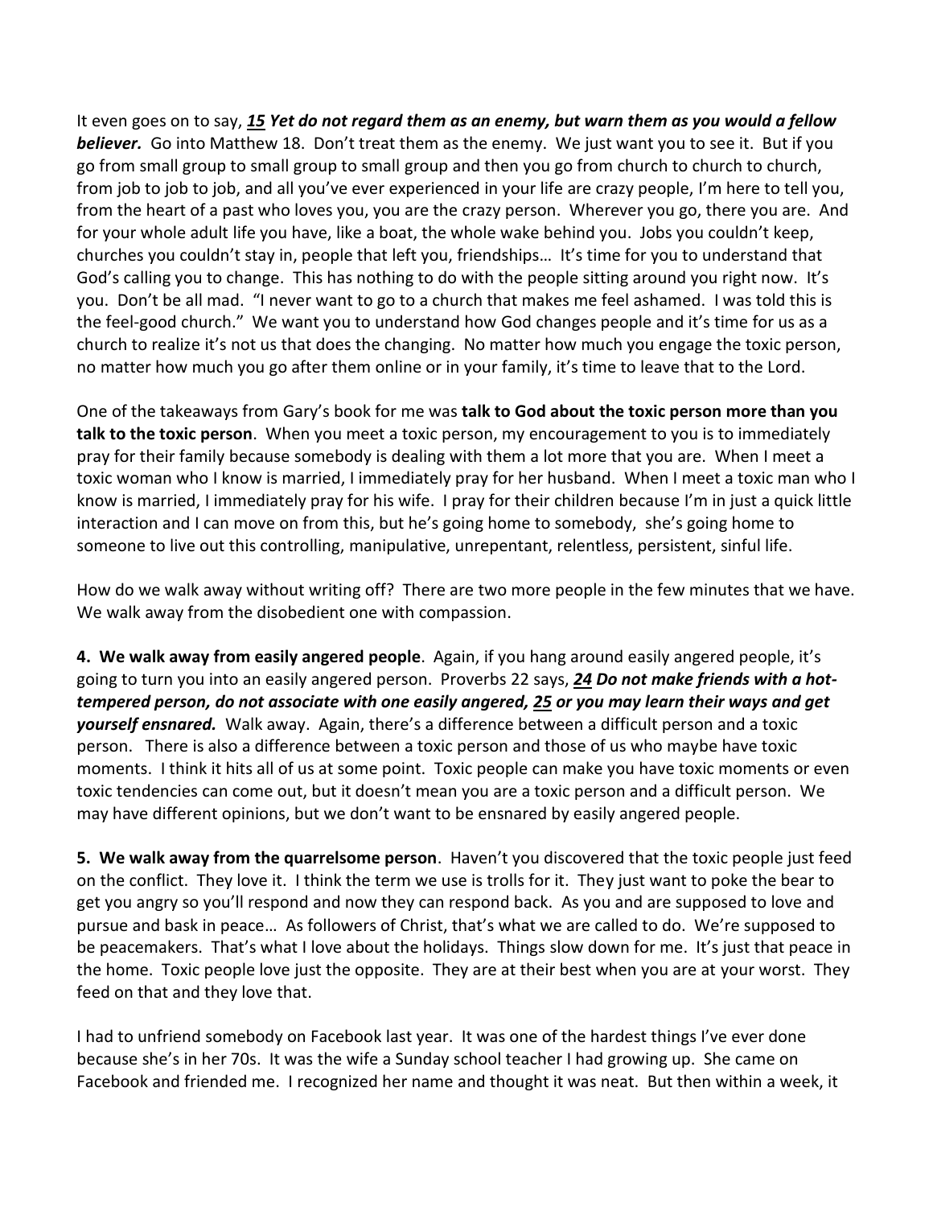It even goes on to say, ***15 Yet do not regard them as an enemy, but warn them as you would a fellow believer.*** Go into Matthew 18. Don't treat them as the enemy. We just want you to see it. But if you go from small group to small group to small group and then you go from church to church to church, from job to job to job, and all you've ever experienced in your life are crazy people, I'm here to tell you, from the heart of a past who loves you, you are the crazy person. Wherever you go, there you are. And for your whole adult life you have, like a boat, the whole wake behind you. Jobs you couldn't keep, churches you couldn't stay in, people that left you, friendships… It's time for you to understand that God's calling you to change. This has nothing to do with the people sitting around you right now. It's you. Don't be all mad. "I never want to go to a church that makes me feel ashamed. I was told this is the feel-good church." We want you to understand how God changes people and it's time for us as a church to realize it's not us that does the changing. No matter how much you engage the toxic person, no matter how much you go after them online or in your family, it's time to leave that to the Lord.

One of the takeaways from Gary's book for me was **talk to God about the toxic person more than you talk to the toxic person**. When you meet a toxic person, my encouragement to you is to immediately pray for their family because somebody is dealing with them a lot more that you are. When I meet a toxic woman who I know is married, I immediately pray for her husband. When I meet a toxic man who I know is married, I immediately pray for his wife. I pray for their children because I'm in just a quick little interaction and I can move on from this, but he's going home to somebody, she's going home to someone to live out this controlling, manipulative, unrepentant, relentless, persistent, sinful life.

How do we walk away without writing off? There are two more people in the few minutes that we have. We walk away from the disobedient one with compassion.

**4. We walk away from easily angered people**. Again, if you hang around easily angered people, it's going to turn you into an easily angered person. Proverbs 22 says, ***24 Do not make friends with a hot-tempered person, do not associate with one easily angered, 25 or you may learn their ways and get yourself ensnared.*** Walk away. Again, there's a difference between a difficult person and a toxic person. There is also a difference between a toxic person and those of us who maybe have toxic moments. I think it hits all of us at some point. Toxic people can make you have toxic moments or even toxic tendencies can come out, but it doesn't mean you are a toxic person and a difficult person. We may have different opinions, but we don't want to be ensnared by easily angered people.

**5. We walk away from the quarrelsome person**. Haven't you discovered that the toxic people just feed on the conflict. They love it. I think the term we use is trolls for it. They just want to poke the bear to get you angry so you'll respond and now they can respond back. As you and are supposed to love and pursue and bask in peace… As followers of Christ, that's what we are called to do. We're supposed to be peacemakers. That's what I love about the holidays. Things slow down for me. It's just that peace in the home. Toxic people love just the opposite. They are at their best when you are at your worst. They feed on that and they love that.

I had to unfriend somebody on Facebook last year. It was one of the hardest things I've ever done because she's in her 70s. It was the wife a Sunday school teacher I had growing up. She came on Facebook and friended me. I recognized her name and thought it was neat. But then within a week, it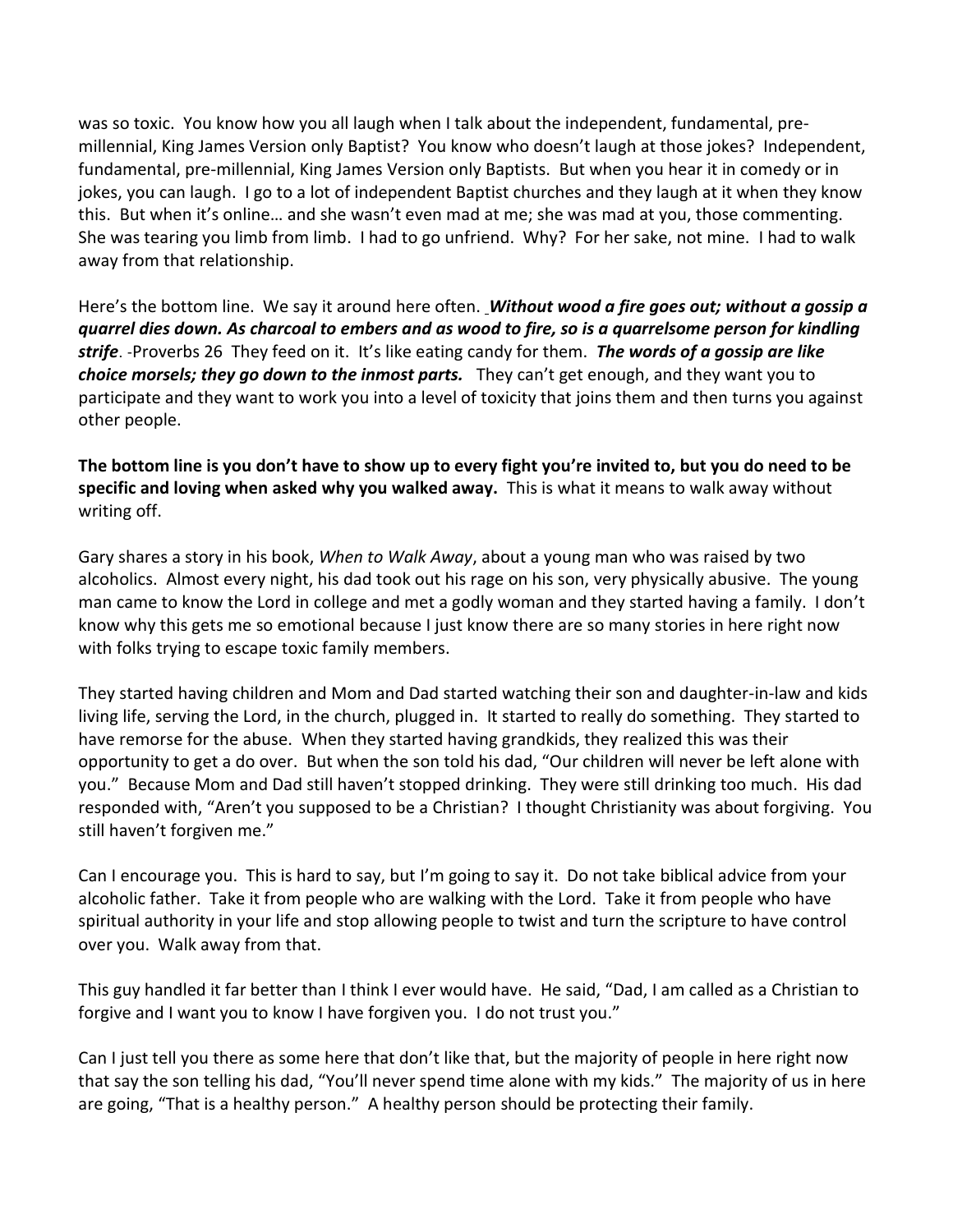was so toxic. You know how you all laugh when I talk about the independent, fundamental, pre-millennial, King James Version only Baptist? You know who doesn't laugh at those jokes? Independent, fundamental, pre-millennial, King James Version only Baptists. But when you hear it in comedy or in jokes, you can laugh. I go to a lot of independent Baptist churches and they laugh at it when they know this. But when it's online… and she wasn't even mad at me; she was mad at you, those commenting. She was tearing you limb from limb. I had to go unfriend. Why? For her sake, not mine. I had to walk away from that relationship.

Here's the bottom line. We say it around here often. ***Without wood a fire goes out; without a gossip a quarrel dies down. As charcoal to embers and as wood to fire, so is a quarrelsome person for kindling strife***. -Proverbs 26 They feed on it. It's like eating candy for them. ***The words of a gossip are like choice morsels; they go down to the inmost parts.*** They can't get enough, and they want you to participate and they want to work you into a level of toxicity that joins them and then turns you against other people.

**The bottom line is you don't have to show up to every fight you're invited to, but you do need to be specific and loving when asked why you walked away.** This is what it means to walk away without writing off.

Gary shares a story in his book, *When to Walk Away*, about a young man who was raised by two alcoholics. Almost every night, his dad took out his rage on his son, very physically abusive. The young man came to know the Lord in college and met a godly woman and they started having a family. I don't know why this gets me so emotional because I just know there are so many stories in here right now with folks trying to escape toxic family members.

They started having children and Mom and Dad started watching their son and daughter-in-law and kids living life, serving the Lord, in the church, plugged in. It started to really do something. They started to have remorse for the abuse. When they started having grandkids, they realized this was their opportunity to get a do over. But when the son told his dad, "Our children will never be left alone with you." Because Mom and Dad still haven't stopped drinking. They were still drinking too much. His dad responded with, "Aren't you supposed to be a Christian? I thought Christianity was about forgiving. You still haven't forgiven me."

Can I encourage you. This is hard to say, but I'm going to say it. Do not take biblical advice from your alcoholic father. Take it from people who are walking with the Lord. Take it from people who have spiritual authority in your life and stop allowing people to twist and turn the scripture to have control over you. Walk away from that.

This guy handled it far better than I think I ever would have. He said, "Dad, I am called as a Christian to forgive and I want you to know I have forgiven you. I do not trust you."

Can I just tell you there as some here that don't like that, but the majority of people in here right now that say the son telling his dad, "You'll never spend time alone with my kids." The majority of us in here are going, "That is a healthy person." A healthy person should be protecting their family.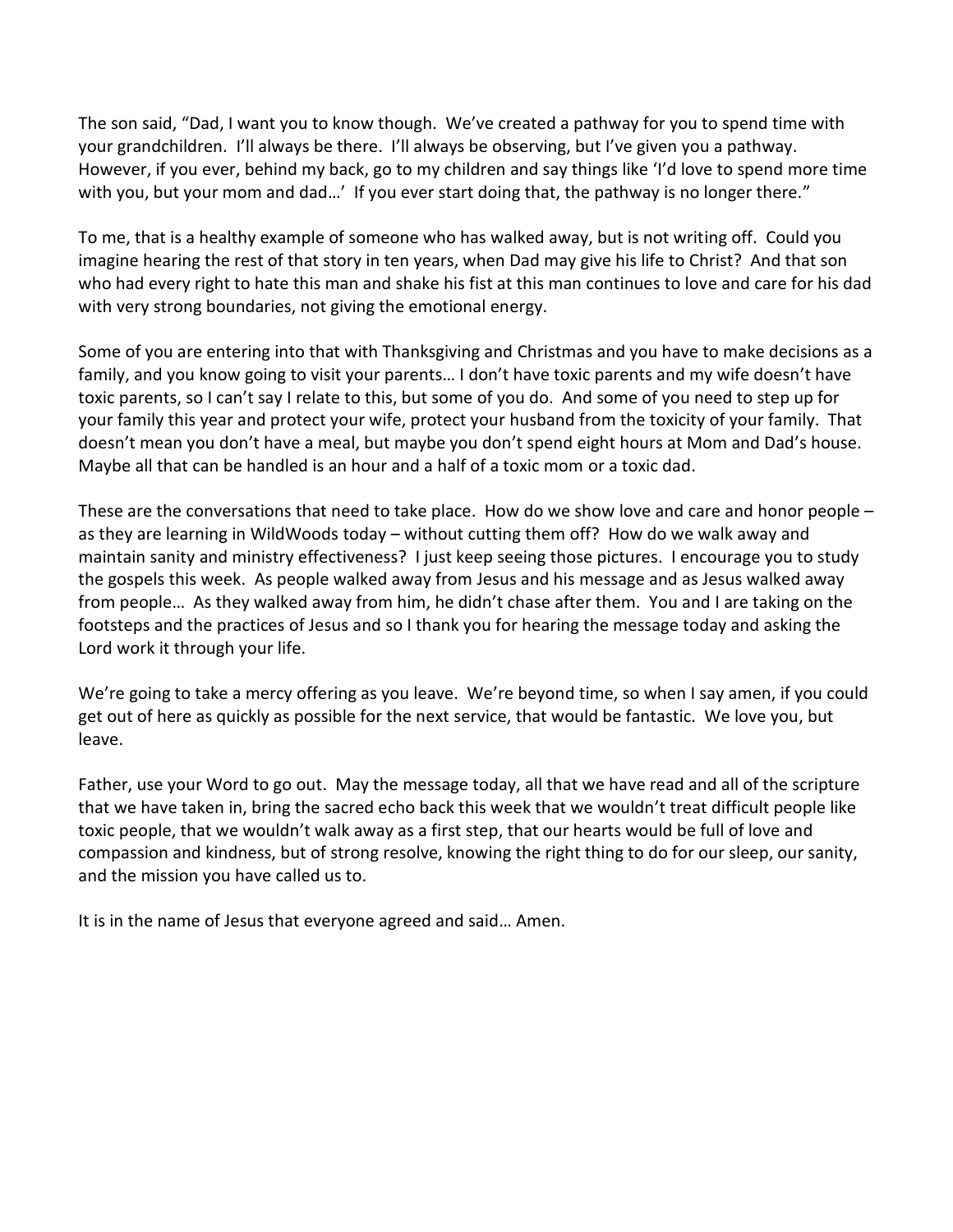The son said, "Dad, I want you to know though. We've created a pathway for you to spend time with your grandchildren. I'll always be there. I'll always be observing, but I've given you a pathway. However, if you ever, behind my back, go to my children and say things like 'I'd love to spend more time with you, but your mom and dad…' If you ever start doing that, the pathway is no longer there."

To me, that is a healthy example of someone who has walked away, but is not writing off. Could you imagine hearing the rest of that story in ten years, when Dad may give his life to Christ? And that son who had every right to hate this man and shake his fist at this man continues to love and care for his dad with very strong boundaries, not giving the emotional energy.

Some of you are entering into that with Thanksgiving and Christmas and you have to make decisions as a family, and you know going to visit your parents… I don't have toxic parents and my wife doesn't have toxic parents, so I can't say I relate to this, but some of you do. And some of you need to step up for your family this year and protect your wife, protect your husband from the toxicity of your family. That doesn't mean you don't have a meal, but maybe you don't spend eight hours at Mom and Dad's house. Maybe all that can be handled is an hour and a half of a toxic mom or a toxic dad.

These are the conversations that need to take place. How do we show love and care and honor people – as they are learning in WildWoods today – without cutting them off? How do we walk away and maintain sanity and ministry effectiveness? I just keep seeing those pictures. I encourage you to study the gospels this week. As people walked away from Jesus and his message and as Jesus walked away from people… As they walked away from him, he didn't chase after them. You and I are taking on the footsteps and the practices of Jesus and so I thank you for hearing the message today and asking the Lord work it through your life.

We're going to take a mercy offering as you leave. We're beyond time, so when I say amen, if you could get out of here as quickly as possible for the next service, that would be fantastic. We love you, but leave.

Father, use your Word to go out. May the message today, all that we have read and all of the scripture that we have taken in, bring the sacred echo back this week that we wouldn't treat difficult people like toxic people, that we wouldn't walk away as a first step, that our hearts would be full of love and compassion and kindness, but of strong resolve, knowing the right thing to do for our sleep, our sanity, and the mission you have called us to.

It is in the name of Jesus that everyone agreed and said… Amen.